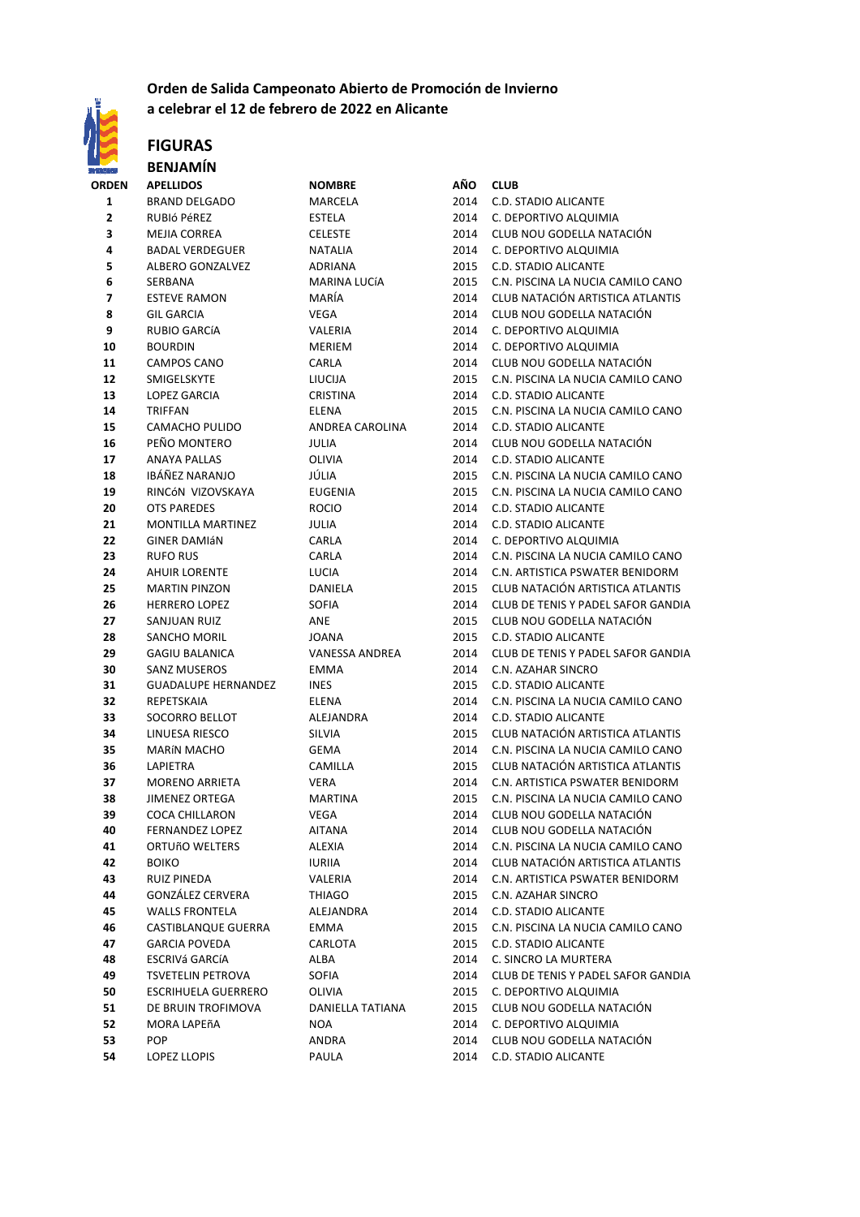**Orden de Salida Campeonato Abierto de Promoción de Invierno**
**a celebrar el 12 de febrero de 2022 en Alicante**

## FIGURAS

### BENJAMÍN

| ORDEN | APELLIDOS | NOMBRE | AÑO | CLUB |
|---|---|---|---|---|
| 1 | BRAND DELGADO | MARCELA | 2014 | C.D. STADIO ALICANTE |
| 2 | RUBIó PéREZ | ESTELA | 2014 | C. DEPORTIVO ALQUIMIA |
| 3 | MEJIA CORREA | CELESTE | 2014 | CLUB NOU GODELLA NATACIÓN |
| 4 | BADAL VERDEGUER | NATALIA | 2014 | C. DEPORTIVO ALQUIMIA |
| 5 | ALBERO GONZALVEZ | ADRIANA | 2015 | C.D. STADIO ALICANTE |
| 6 | SERBANA | MARINA LUCíA | 2015 | C.N. PISCINA LA NUCIA CAMILO CANO |
| 7 | ESTEVE RAMON | MARÍA | 2014 | CLUB NATACIÓN ARTISTICA ATLANTIS |
| 8 | GIL GARCIA | VEGA | 2014 | CLUB NOU GODELLA NATACIÓN |
| 9 | RUBIO GARCíA | VALERIA | 2014 | C. DEPORTIVO ALQUIMIA |
| 10 | BOURDIN | MERIEM | 2014 | C. DEPORTIVO ALQUIMIA |
| 11 | CAMPOS CANO | CARLA | 2014 | CLUB NOU GODELLA NATACIÓN |
| 12 | SMIGELSKYTE | LIUCIJA | 2015 | C.N. PISCINA LA NUCIA CAMILO CANO |
| 13 | LOPEZ GARCIA | CRISTINA | 2014 | C.D. STADIO ALICANTE |
| 14 | TRIFFAN | ELENA | 2015 | C.N. PISCINA LA NUCIA CAMILO CANO |
| 15 | CAMACHO PULIDO | ANDREA CAROLINA | 2014 | C.D. STADIO ALICANTE |
| 16 | PEÑO MONTERO | JULIA | 2014 | CLUB NOU GODELLA NATACIÓN |
| 17 | ANAYA PALLAS | OLIVIA | 2014 | C.D. STADIO ALICANTE |
| 18 | IBÁÑEZ NARANJO | JÚLIA | 2015 | C.N. PISCINA LA NUCIA CAMILO CANO |
| 19 | RINCóN VIZOVSKAYA | EUGENIA | 2015 | C.N. PISCINA LA NUCIA CAMILO CANO |
| 20 | OTS PAREDES | ROCIO | 2014 | C.D. STADIO ALICANTE |
| 21 | MONTILLA MARTINEZ | JULIA | 2014 | C.D. STADIO ALICANTE |
| 22 | GINER DAMIáN | CARLA | 2014 | C. DEPORTIVO ALQUIMIA |
| 23 | RUFO RUS | CARLA | 2014 | C.N. PISCINA LA NUCIA CAMILO CANO |
| 24 | AHUIR LORENTE | LUCIA | 2014 | C.N. ARTISTICA PSWATER BENIDORM |
| 25 | MARTIN PINZON | DANIELA | 2015 | CLUB NATACIÓN ARTISTICA ATLANTIS |
| 26 | HERRERO LOPEZ | SOFIA | 2014 | CLUB DE TENIS Y PADEL SAFOR GANDIA |
| 27 | SANJUAN RUIZ | ANE | 2015 | CLUB NOU GODELLA NATACIÓN |
| 28 | SANCHO MORIL | JOANA | 2015 | C.D. STADIO ALICANTE |
| 29 | GAGIU BALANICA | VANESSA ANDREA | 2014 | CLUB DE TENIS Y PADEL SAFOR GANDIA |
| 30 | SANZ MUSEROS | EMMA | 2014 | C.N. AZAHAR SINCRO |
| 31 | GUADALUPE HERNANDEZ | INES | 2015 | C.D. STADIO ALICANTE |
| 32 | REPETSKAIA | ELENA | 2014 | C.N. PISCINA LA NUCIA CAMILO CANO |
| 33 | SOCORRO BELLOT | ALEJANDRA | 2014 | C.D. STADIO ALICANTE |
| 34 | LINUESA RIESCO | SILVIA | 2015 | CLUB NATACIÓN ARTISTICA ATLANTIS |
| 35 | MARíN MACHO | GEMA | 2014 | C.N. PISCINA LA NUCIA CAMILO CANO |
| 36 | LAPIETRA | CAMILLA | 2015 | CLUB NATACIÓN ARTISTICA ATLANTIS |
| 37 | MORENO ARRIETA | VERA | 2014 | C.N. ARTISTICA PSWATER BENIDORM |
| 38 | JIMENEZ ORTEGA | MARTINA | 2015 | C.N. PISCINA LA NUCIA CAMILO CANO |
| 39 | COCA CHILLARON | VEGA | 2014 | CLUB NOU GODELLA NATACIÓN |
| 40 | FERNANDEZ LOPEZ | AITANA | 2014 | CLUB NOU GODELLA NATACIÓN |
| 41 | ORTUñO WELTERS | ALEXIA | 2014 | C.N. PISCINA LA NUCIA CAMILO CANO |
| 42 | BOIKO | IURIIA | 2014 | CLUB NATACIÓN ARTISTICA ATLANTIS |
| 43 | RUIZ PINEDA | VALERIA | 2014 | C.N. ARTISTICA PSWATER BENIDORM |
| 44 | GONZÁLEZ CERVERA | THIAGO | 2015 | C.N. AZAHAR SINCRO |
| 45 | WALLS FRONTELA | ALEJANDRA | 2014 | C.D. STADIO ALICANTE |
| 46 | CASTIBLANQUE GUERRA | EMMA | 2015 | C.N. PISCINA LA NUCIA CAMILO CANO |
| 47 | GARCIA POVEDA | CARLOTA | 2015 | C.D. STADIO ALICANTE |
| 48 | ESCRIVá GARCíA | ALBA | 2014 | C. SINCRO LA MURTERA |
| 49 | TSVETELIN PETROVA | SOFIA | 2014 | CLUB DE TENIS Y PADEL SAFOR GANDIA |
| 50 | ESCRIHUELA GUERRERO | OLIVIA | 2015 | C. DEPORTIVO ALQUIMIA |
| 51 | DE BRUIN TROFIMOVA | DANIELLA TATIANA | 2015 | CLUB NOU GODELLA NATACIÓN |
| 52 | MORA LAPEñA | NOA | 2014 | C. DEPORTIVO ALQUIMIA |
| 53 | POP | ANDRA | 2014 | CLUB NOU GODELLA NATACIÓN |
| 54 | LOPEZ LLOPIS | PAULA | 2014 | C.D. STADIO ALICANTE |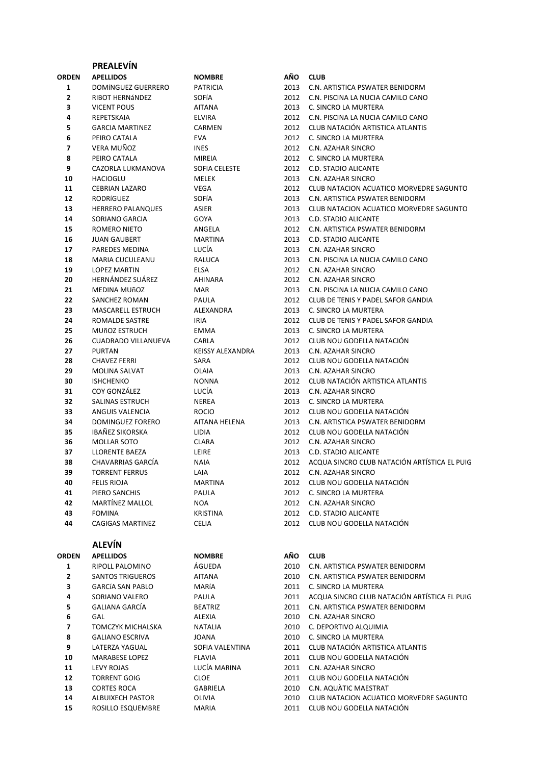## PREALEVÍN

| ORDEN | APELLIDOS | NOMBRE | AÑO | CLUB |
|---|---|---|---|---|
| 1 | DOMíNGUEZ GUERRERO | PATRICIA | 2013 | C.N. ARTISTICA PSWATER BENIDORM |
| 2 | RIBOT HERNáNDEZ | SOFíA | 2012 | C.N. PISCINA LA NUCIA CAMILO CANO |
| 3 | VICENT POUS | AITANA | 2013 | C. SINCRO LA MURTERA |
| 4 | REPETSKAIA | ELVIRA | 2012 | C.N. PISCINA LA NUCIA CAMILO CANO |
| 5 | GARCIA MARTINEZ | CARMEN | 2012 | CLUB NATACIÓN ARTISTICA ATLANTIS |
| 6 | PEIRO CATALA | EVA | 2012 | C. SINCRO LA MURTERA |
| 7 | VERA MUÑOZ | INES | 2012 | C.N. AZAHAR SINCRO |
| 8 | PEIRO CATALA | MIREIA | 2012 | C. SINCRO LA MURTERA |
| 9 | CAZORLA LUKMANOVA | SOFIA CELESTE | 2012 | C.D. STADIO ALICANTE |
| 10 | HACIOGLU | MELEK | 2013 | C.N. AZAHAR SINCRO |
| 11 | CEBRIAN LAZARO | VEGA | 2012 | CLUB NATACION ACUATICO MORVEDRE SAGUNTO |
| 12 | RODRíGUEZ | SOFíA | 2013 | C.N. ARTISTICA PSWATER BENIDORM |
| 13 | HERRERO PALANQUES | ASIER | 2013 | CLUB NATACION ACUATICO MORVEDRE SAGUNTO |
| 14 | SORIANO GARCIA | GOYA | 2013 | C.D. STADIO ALICANTE |
| 15 | ROMERO NIETO | ANGELA | 2012 | C.N. ARTISTICA PSWATER BENIDORM |
| 16 | JUAN GAUBERT | MARTINA | 2013 | C.D. STADIO ALICANTE |
| 17 | PAREDES MEDINA | LUCÍA | 2013 | C.N. AZAHAR SINCRO |
| 18 | MARIA CUCULEANU | RALUCA | 2013 | C.N. PISCINA LA NUCIA CAMILO CANO |
| 19 | LOPEZ MARTIN | ELSA | 2012 | C.N. AZAHAR SINCRO |
| 20 | HERNÁNDEZ SUÁREZ | AHINARA | 2012 | C.N. AZAHAR SINCRO |
| 21 | MEDINA MUñOZ | MAR | 2013 | C.N. PISCINA LA NUCIA CAMILO CANO |
| 22 | SANCHEZ ROMAN | PAULA | 2012 | CLUB DE TENIS Y PADEL SAFOR GANDIA |
| 23 | MASCARELL ESTRUCH | ALEXANDRA | 2013 | C. SINCRO LA MURTERA |
| 24 | ROMALDE SASTRE | IRIA | 2012 | CLUB DE TENIS Y PADEL SAFOR GANDIA |
| 25 | MUñOZ ESTRUCH | EMMA | 2013 | C. SINCRO LA MURTERA |
| 26 | CUADRADO VILLANUEVA | CARLA | 2012 | CLUB NOU GODELLA NATACIÓN |
| 27 | PURTAN | KEISSY ALEXANDRA | 2013 | C.N. AZAHAR SINCRO |
| 28 | CHAVEZ FERRI | SARA | 2012 | CLUB NOU GODELLA NATACIÓN |
| 29 | MOLINA SALVAT | OLAIA | 2013 | C.N. AZAHAR SINCRO |
| 30 | ISHCHENKO | NONNA | 2012 | CLUB NATACIÓN ARTISTICA ATLANTIS |
| 31 | COY GONZÁLEZ | LUCÍA | 2013 | C.N. AZAHAR SINCRO |
| 32 | SALINAS ESTRUCH | NEREA | 2013 | C. SINCRO LA MURTERA |
| 33 | ANGUIS VALENCIA | ROCIO | 2012 | CLUB NOU GODELLA NATACIÓN |
| 34 | DOMINGUEZ FORERO | AITANA HELENA | 2013 | C.N. ARTISTICA PSWATER BENIDORM |
| 35 | IBAÑEZ SIKORSKA | LIDIA | 2012 | CLUB NOU GODELLA NATACIÓN |
| 36 | MOLLAR SOTO | CLARA | 2012 | C.N. AZAHAR SINCRO |
| 37 | LLORENTE BAEZA | LEIRE | 2013 | C.D. STADIO ALICANTE |
| 38 | CHAVARRIAS GARCÍA | NAIA | 2012 | ACQUA SINCRO CLUB NATACIÓN ARTÍSTICA EL PUIG |
| 39 | TORRENT FERRUS | LAIA | 2012 | C.N. AZAHAR SINCRO |
| 40 | FELIS RIOJA | MARTINA | 2012 | CLUB NOU GODELLA NATACIÓN |
| 41 | PIERO SANCHIS | PAULA | 2012 | C. SINCRO LA MURTERA |
| 42 | MARTÍNEZ MALLOL | NOA | 2012 | C.N. AZAHAR SINCRO |
| 43 | FOMINA | KRISTINA | 2012 | C.D. STADIO ALICANTE |
| 44 | CAGIGAS MARTINEZ | CELIA | 2012 | CLUB NOU GODELLA NATACIÓN |

## ALEVÍN

| ORDEN | APELLIDOS | NOMBRE | AÑO | CLUB |
|---|---|---|---|---|
| 1 | RIPOLL PALOMINO | ÁGUEDA | 2010 | C.N. ARTISTICA PSWATER BENIDORM |
| 2 | SANTOS TRIGUEROS | AITANA | 2010 | C.N. ARTISTICA PSWATER BENIDORM |
| 3 | GARCíA SAN PABLO | MARíA | 2011 | C. SINCRO LA MURTERA |
| 4 | SORIANO VALERO | PAULA | 2011 | ACQUA SINCRO CLUB NATACIÓN ARTÍSTICA EL PUIG |
| 5 | GALIANA GARCÍA | BEATRIZ | 2011 | C.N. ARTISTICA PSWATER BENIDORM |
| 6 | GAL | ALEXIA | 2010 | C.N. AZAHAR SINCRO |
| 7 | TOMCZYK MICHALSKA | NATALIA | 2010 | C. DEPORTIVO ALQUIMIA |
| 8 | GALIANO ESCRIVA | JOANA | 2010 | C. SINCRO LA MURTERA |
| 9 | LATERZA YAGUAL | SOFIA VALENTINA | 2011 | CLUB NATACIÓN ARTISTICA ATLANTIS |
| 10 | MARABESE LOPEZ | FLAVIA | 2011 | CLUB NOU GODELLA NATACIÓN |
| 11 | LEVY ROJAS | LUCÍA MARINA | 2011 | C.N. AZAHAR SINCRO |
| 12 | TORRENT GOIG | CLOE | 2011 | CLUB NOU GODELLA NATACIÓN |
| 13 | CORTES ROCA | GABRIELA | 2010 | C.N. AQUÀTIC MAESTRAT |
| 14 | ALBUIXECH PASTOR | OLIVIA | 2010 | CLUB NATACION ACUATICO MORVEDRE SAGUNTO |
| 15 | ROSILLO ESQUEMBRE | MARIA | 2011 | CLUB NOU GODELLA NATACIÓN |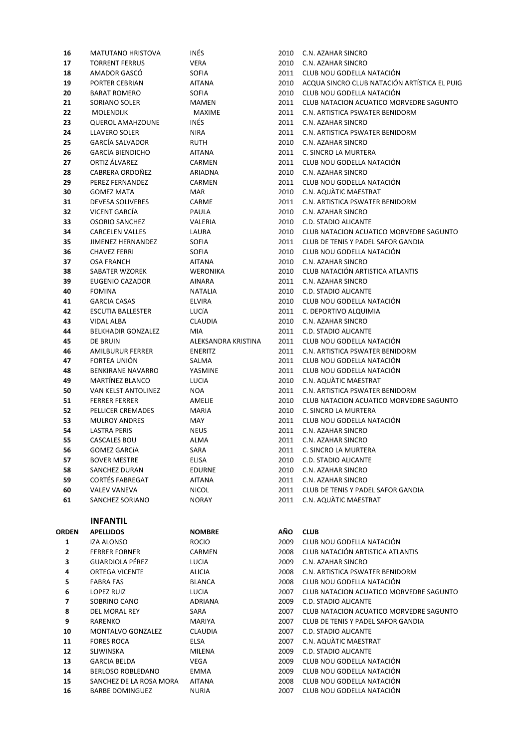| | | | | |
|---|---|---|---|---|
| 16 | MATUTANO HRISTOVA | INÉS | 2010 | C.N. AZAHAR SINCRO |
| 17 | TORRENT FERRUS | VERA | 2010 | C.N. AZAHAR SINCRO |
| 18 | AMADOR GASCÓ | SOFIA | 2011 | CLUB NOU GODELLA NATACIÓN |
| 19 | PORTER CEBRIAN | AITANA | 2010 | ACQUA SINCRO CLUB NATACIÓN ARTÍSTICA EL PUIG |
| 20 | BARAT ROMERO | SOFIA | 2010 | CLUB NOU GODELLA NATACIÓN |
| 21 | SORIANO SOLER | MAMEN | 2011 | CLUB NATACION ACUATICO MORVEDRE SAGUNTO |
| 22 | MOLENDIJK | MAXIME | 2011 | C.N. ARTISTICA PSWATER BENIDORM |
| 23 | QUEROL AMAHZOUNE | INÉS | 2011 | C.N. AZAHAR SINCRO |
| 24 | LLAVERO SOLER | NIRA | 2011 | C.N. ARTISTICA PSWATER BENIDORM |
| 25 | GARCÍA SALVADOR | RUTH | 2010 | C.N. AZAHAR SINCRO |
| 26 | GARCíA BIENDICHO | AITANA | 2011 | C. SINCRO LA MURTERA |
| 27 | ORTIZ ÁLVAREZ | CARMEN | 2011 | CLUB NOU GODELLA NATACIÓN |
| 28 | CABRERA ORDOÑEZ | ARIADNA | 2010 | C.N. AZAHAR SINCRO |
| 29 | PEREZ FERNANDEZ | CARMEN | 2011 | CLUB NOU GODELLA NATACIÓN |
| 30 | GOMEZ MATA | MAR | 2010 | C.N. AQUÀTIC MAESTRAT |
| 31 | DEVESA SOLIVERES | CARME | 2011 | C.N. ARTISTICA PSWATER BENIDORM |
| 32 | VICENT GARCÍA | PAULA | 2010 | C.N. AZAHAR SINCRO |
| 33 | OSORIO SANCHEZ | VALERIA | 2010 | C.D. STADIO ALICANTE |
| 34 | CARCELEN VALLES | LAURA | 2010 | CLUB NATACION ACUATICO MORVEDRE SAGUNTO |
| 35 | JIMENEZ HERNANDEZ | SOFIA | 2011 | CLUB DE TENIS Y PADEL SAFOR GANDIA |
| 36 | CHAVEZ FERRI | SOFIA | 2010 | CLUB NOU GODELLA NATACIÓN |
| 37 | OSA FRANCH | AITANA | 2010 | C.N. AZAHAR SINCRO |
| 38 | SABATER WZOREK | WERONIKA | 2010 | CLUB NATACIÓN ARTISTICA ATLANTIS |
| 39 | EUGENIO CAZADOR | AINARA | 2011 | C.N. AZAHAR SINCRO |
| 40 | FOMINA | NATALIA | 2010 | C.D. STADIO ALICANTE |
| 41 | GARCIA CASAS | ELVIRA | 2010 | CLUB NOU GODELLA NATACIÓN |
| 42 | ESCUTIA BALLESTER | LUCÍA | 2011 | C. DEPORTIVO ALQUIMIA |
| 43 | VIDAL ALBA | CLAUDIA | 2010 | C.N. AZAHAR SINCRO |
| 44 | BELKHADIR GONZALEZ | MIA | 2011 | C.D. STADIO ALICANTE |
| 45 | DE BRUIN | ALEKSANDRA KRISTINA | 2011 | CLUB NOU GODELLA NATACIÓN |
| 46 | AMILBURUR FERRER | ENERITZ | 2011 | C.N. ARTISTICA PSWATER BENIDORM |
| 47 | FORTEA UNIÓN | SALMA | 2011 | CLUB NOU GODELLA NATACIÓN |
| 48 | BENKIRANE NAVARRO | YASMINE | 2011 | CLUB NOU GODELLA NATACIÓN |
| 49 | MARTÍNEZ BLANCO | LUCIA | 2010 | C.N. AQUÀTIC MAESTRAT |
| 50 | VAN KELST ANTOLINEZ | NOA | 2011 | C.N. ARTISTICA PSWATER BENIDORM |
| 51 | FERRER FERRER | AMELIE | 2010 | CLUB NATACION ACUATICO MORVEDRE SAGUNTO |
| 52 | PELLICER CREMADES | MARIA | 2010 | C. SINCRO LA MURTERA |
| 53 | MULROY ANDRES | MAY | 2011 | CLUB NOU GODELLA NATACIÓN |
| 54 | LASTRA PERIS | NEUS | 2011 | C.N. AZAHAR SINCRO |
| 55 | CASCALES BOU | ALMA | 2011 | C.N. AZAHAR SINCRO |
| 56 | GOMEZ GARCíA | SARA | 2011 | C. SINCRO LA MURTERA |
| 57 | BOVER MESTRE | ELISA | 2010 | C.D. STADIO ALICANTE |
| 58 | SANCHEZ DURAN | EDURNE | 2010 | C.N. AZAHAR SINCRO |
| 59 | CORTÉS FABREGAT | AITANA | 2011 | C.N. AZAHAR SINCRO |
| 60 | VALEV VANEVA | NICOL | 2011 | CLUB DE TENIS Y PADEL SAFOR GANDIA |
| 61 | SANCHEZ SORIANO | NORAY | 2011 | C.N. AQUÀTIC MAESTRAT |

## INFANTIL

| ORDEN | APELLIDOS | NOMBRE | AÑO | CLUB |
|---|---|---|---|---|
| 1 | IZA ALONSO | ROCIO | 2009 | CLUB NOU GODELLA NATACIÓN |
| 2 | FERRER FORNER | CARMEN | 2008 | CLUB NATACIÓN ARTISTICA ATLANTIS |
| 3 | GUARDIOLA PÉREZ | LUCIA | 2009 | C.N. AZAHAR SINCRO |
| 4 | ORTEGA VICENTE | ALICIA | 2008 | C.N. ARTISTICA PSWATER BENIDORM |
| 5 | FABRA FAS | BLANCA | 2008 | CLUB NOU GODELLA NATACIÓN |
| 6 | LOPEZ RUIZ | LUCIA | 2007 | CLUB NATACION ACUATICO MORVEDRE SAGUNTO |
| 7 | SOBRINO CANO | ADRIANA | 2009 | C.D. STADIO ALICANTE |
| 8 | DEL MORAL REY | SARA | 2007 | CLUB NATACION ACUATICO MORVEDRE SAGUNTO |
| 9 | RARENKO | MARIYA | 2007 | CLUB DE TENIS Y PADEL SAFOR GANDIA |
| 10 | MONTALVO GONZALEZ | CLAUDIA | 2007 | C.D. STADIO ALICANTE |
| 11 | FORES ROCA | ELSA | 2007 | C.N. AQUÀTIC MAESTRAT |
| 12 | SLIWINSKA | MILENA | 2009 | C.D. STADIO ALICANTE |
| 13 | GARCIA BELDA | VEGA | 2009 | CLUB NOU GODELLA NATACIÓN |
| 14 | BERLOSO ROBLEDANO | EMMA | 2009 | CLUB NOU GODELLA NATACIÓN |
| 15 | SANCHEZ DE LA ROSA MORA | AITANA | 2008 | CLUB NOU GODELLA NATACIÓN |
| 16 | BARBE DOMINGUEZ | NURIA | 2007 | CLUB NOU GODELLA NATACIÓN |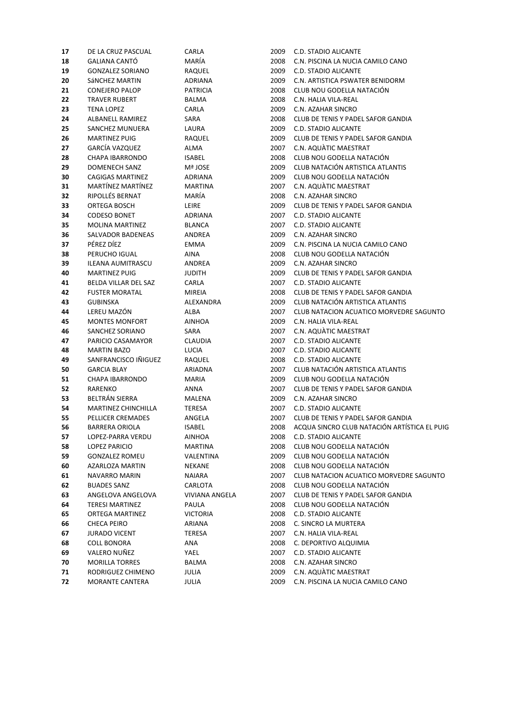| | | | | |
|---|---|---|---|---|
| **17** | DE LA CRUZ PASCUAL | CARLA | 2009 | C.D. STADIO ALICANTE |
| **18** | GALIANA CANTÓ | MARÍA | 2008 | C.N. PISCINA LA NUCIA CAMILO CANO |
| **19** | GONZALEZ SORIANO | RAQUEL | 2009 | C.D. STADIO ALICANTE |
| **20** | SáNCHEZ MARTIN | ADRIANA | 2009 | C.N. ARTISTICA PSWATER BENIDORM |
| **21** | CONEJERO PALOP | PATRICIA | 2008 | CLUB NOU GODELLA NATACIÓN |
| **22** | TRAVER RUBERT | BALMA | 2008 | C.N. HALIA VILA-REAL |
| **23** | TENA LOPEZ | CARLA | 2009 | C.N. AZAHAR SINCRO |
| **24** | ALBANELL RAMIREZ | SARA | 2008 | CLUB DE TENIS Y PADEL SAFOR GANDIA |
| **25** | SANCHEZ MUNUERA | LAURA | 2009 | C.D. STADIO ALICANTE |
| **26** | MARTINEZ PUIG | RAQUEL | 2009 | CLUB DE TENIS Y PADEL SAFOR GANDIA |
| **27** | GARCÍA VAZQUEZ | ALMA | 2007 | C.N. AQUÀTIC MAESTRAT |
| **28** | CHAPA IBARRONDO | ISABEL | 2008 | CLUB NOU GODELLA NATACIÓN |
| **29** | DOMENECH SANZ | Mª JOSE | 2009 | CLUB NATACIÓN ARTISTICA ATLANTIS |
| **30** | CAGIGAS MARTINEZ | ADRIANA | 2009 | CLUB NOU GODELLA NATACIÓN |
| **31** | MARTÍNEZ MARTÍNEZ | MARTINA | 2007 | C.N. AQUÀTIC MAESTRAT |
| **32** | RIPOLLÉS BERNAT | MARÍA | 2008 | C.N. AZAHAR SINCRO |
| **33** | ORTEGA BOSCH | LEIRE | 2009 | CLUB DE TENIS Y PADEL SAFOR GANDIA |
| **34** | CODESO BONET | ADRIANA | 2007 | C.D. STADIO ALICANTE |
| **35** | MOLINA MARTINEZ | BLANCA | 2007 | C.D. STADIO ALICANTE |
| **36** | SALVADOR BADENEAS | ANDREA | 2009 | C.N. AZAHAR SINCRO |
| **37** | PÉREZ DÍEZ | EMMA | 2009 | C.N. PISCINA LA NUCIA CAMILO CANO |
| **38** | PERUCHO IGUAL | AINA | 2008 | CLUB NOU GODELLA NATACIÓN |
| **39** | ILEANA AUMITRASCU | ANDREA | 2009 | C.N. AZAHAR SINCRO |
| **40** | MARTINEZ PUIG | JUDITH | 2009 | CLUB DE TENIS Y PADEL SAFOR GANDIA |
| **41** | BELDA VILLAR DEL SAZ | CARLA | 2007 | C.D. STADIO ALICANTE |
| **42** | FUSTER MORATAL | MIREIA | 2008 | CLUB DE TENIS Y PADEL SAFOR GANDIA |
| **43** | GUBINSKA | ALEXANDRA | 2009 | CLUB NATACIÓN ARTISTICA ATLANTIS |
| **44** | LEREU MAZÓN | ALBA | 2007 | CLUB NATACION ACUATICO MORVEDRE SAGUNTO |
| **45** | MONTES MONFORT | AINHOA | 2009 | C.N. HALIA VILA-REAL |
| **46** | SANCHEZ SORIANO | SARA | 2007 | C.N. AQUÀTIC MAESTRAT |
| **47** | PARICIO CASAMAYOR | CLAUDIA | 2007 | C.D. STADIO ALICANTE |
| **48** | MARTIN BAZO | LUCIA | 2007 | C.D. STADIO ALICANTE |
| **49** | SANFRANCISCO IÑIGUEZ | RAQUEL | 2008 | C.D. STADIO ALICANTE |
| **50** | GARCIA BLAY | ARIADNA | 2007 | CLUB NATACIÓN ARTISTICA ATLANTIS |
| **51** | CHAPA IBARRONDO | MARIA | 2009 | CLUB NOU GODELLA NATACIÓN |
| **52** | RARENKO | ANNA | 2007 | CLUB DE TENIS Y PADEL SAFOR GANDIA |
| **53** | BELTRÁN SIERRA | MALENA | 2009 | C.N. AZAHAR SINCRO |
| **54** | MARTINEZ CHINCHILLA | TERESA | 2007 | C.D. STADIO ALICANTE |
| **55** | PELLICER CREMADES | ANGELA | 2007 | CLUB DE TENIS Y PADEL SAFOR GANDIA |
| **56** | BARRERA ORIOLA | ISABEL | 2008 | ACQUA SINCRO CLUB NATACIÓN ARTÍSTICA EL PUIG |
| **57** | LOPEZ-PARRA VERDU | AINHOA | 2008 | C.D. STADIO ALICANTE |
| **58** | LOPEZ PARICIO | MARTINA | 2008 | CLUB NOU GODELLA NATACIÓN |
| **59** | GONZALEZ ROMEU | VALENTINA | 2009 | CLUB NOU GODELLA NATACIÓN |
| **60** | AZARLOZA MARTIN | NEKANE | 2008 | CLUB NOU GODELLA NATACIÓN |
| **61** | NAVARRO MARIN | NAIARA | 2007 | CLUB NATACION ACUATICO MORVEDRE SAGUNTO |
| **62** | BUADES SANZ | CARLOTA | 2008 | CLUB NOU GODELLA NATACIÓN |
| **63** | ANGELOVA ANGELOVA | VIVIANA ANGELA | 2007 | CLUB DE TENIS Y PADEL SAFOR GANDIA |
| **64** | TERESI MARTINEZ | PAULA | 2008 | CLUB NOU GODELLA NATACIÓN |
| **65** | ORTEGA MARTINEZ | VICTORIA | 2008 | C.D. STADIO ALICANTE |
| **66** | CHECA PEIRO | ARIANA | 2008 | C. SINCRO LA MURTERA |
| **67** | JURADO VICENT | TERESA | 2007 | C.N. HALIA VILA-REAL |
| **68** | COLL BONORA | ANA | 2008 | C. DEPORTIVO ALQUIMIA |
| **69** | VALERO NUÑEZ | YAEL | 2007 | C.D. STADIO ALICANTE |
| **70** | MORILLA TORRES | BALMA | 2008 | C.N. AZAHAR SINCRO |
| **71** | RODRIGUEZ CHIMENO | JULIA | 2009 | C.N. AQUÀTIC MAESTRAT |
| **72** | MORANTE CANTERA | JULIA | 2009 | C.N. PISCINA LA NUCIA CAMILO CANO |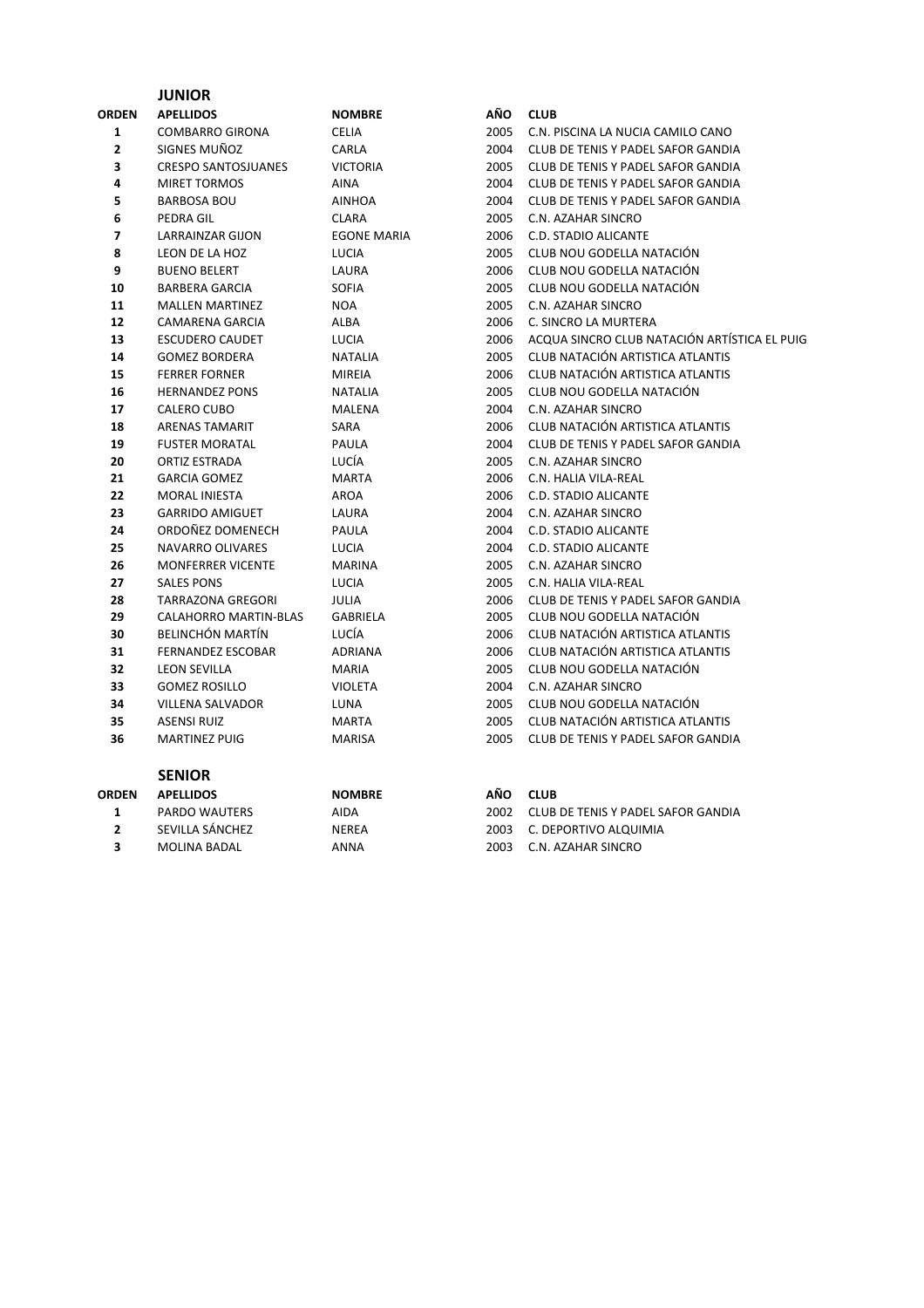## JUNIOR

| ORDEN | APELLIDOS | NOMBRE | AÑO | CLUB |
|---|---|---|---|---|
| 1 | COMBARRO GIRONA | CELIA | 2005 | C.N. PISCINA LA NUCIA CAMILO CANO |
| 2 | SIGNES MUÑOZ | CARLA | 2004 | CLUB DE TENIS Y PADEL SAFOR GANDIA |
| 3 | CRESPO SANTOSJUANES | VICTORIA | 2005 | CLUB DE TENIS Y PADEL SAFOR GANDIA |
| 4 | MIRET TORMOS | AINA | 2004 | CLUB DE TENIS Y PADEL SAFOR GANDIA |
| 5 | BARBOSA BOU | AINHOA | 2004 | CLUB DE TENIS Y PADEL SAFOR GANDIA |
| 6 | PEDRA GIL | CLARA | 2005 | C.N. AZAHAR SINCRO |
| 7 | LARRAINZAR GIJON | EGONE MARIA | 2006 | C.D. STADIO ALICANTE |
| 8 | LEON DE LA HOZ | LUCIA | 2005 | CLUB NOU GODELLA NATACIÓN |
| 9 | BUENO BELERT | LAURA | 2006 | CLUB NOU GODELLA NATACIÓN |
| 10 | BARBERA GARCIA | SOFIA | 2005 | CLUB NOU GODELLA NATACIÓN |
| 11 | MALLEN MARTINEZ | NOA | 2005 | C.N. AZAHAR SINCRO |
| 12 | CAMARENA GARCIA | ALBA | 2006 | C. SINCRO LA MURTERA |
| 13 | ESCUDERO CAUDET | LUCIA | 2006 | ACQUA SINCRO CLUB NATACIÓN ARTÍSTICA EL PUIG |
| 14 | GOMEZ BORDERA | NATALIA | 2005 | CLUB NATACIÓN ARTISTICA ATLANTIS |
| 15 | FERRER FORNER | MIREIA | 2006 | CLUB NATACIÓN ARTISTICA ATLANTIS |
| 16 | HERNANDEZ PONS | NATALIA | 2005 | CLUB NOU GODELLA NATACIÓN |
| 17 | CALERO CUBO | MALENA | 2004 | C.N. AZAHAR SINCRO |
| 18 | ARENAS TAMARIT | SARA | 2006 | CLUB NATACIÓN ARTISTICA ATLANTIS |
| 19 | FUSTER MORATAL | PAULA | 2004 | CLUB DE TENIS Y PADEL SAFOR GANDIA |
| 20 | ORTIZ ESTRADA | LUCÍA | 2005 | C.N. AZAHAR SINCRO |
| 21 | GARCIA GOMEZ | MARTA | 2006 | C.N. HALIA VILA-REAL |
| 22 | MORAL INIESTA | AROA | 2006 | C.D. STADIO ALICANTE |
| 23 | GARRIDO AMIGUET | LAURA | 2004 | C.N. AZAHAR SINCRO |
| 24 | ORDOÑEZ DOMENECH | PAULA | 2004 | C.D. STADIO ALICANTE |
| 25 | NAVARRO OLIVARES | LUCIA | 2004 | C.D. STADIO ALICANTE |
| 26 | MONFERRER VICENTE | MARINA | 2005 | C.N. AZAHAR SINCRO |
| 27 | SALES PONS | LUCIA | 2005 | C.N. HALIA VILA-REAL |
| 28 | TARRAZONA GREGORI | JULIA | 2006 | CLUB DE TENIS Y PADEL SAFOR GANDIA |
| 29 | CALAHORRO MARTIN-BLAS | GABRIELA | 2005 | CLUB NOU GODELLA NATACIÓN |
| 30 | BELINCHÓN MARTÍN | LUCÍA | 2006 | CLUB NATACIÓN ARTISTICA ATLANTIS |
| 31 | FERNANDEZ ESCOBAR | ADRIANA | 2006 | CLUB NATACIÓN ARTISTICA ATLANTIS |
| 32 | LEON SEVILLA | MARIA | 2005 | CLUB NOU GODELLA NATACIÓN |
| 33 | GOMEZ ROSILLO | VIOLETA | 2004 | C.N. AZAHAR SINCRO |
| 34 | VILLENA SALVADOR | LUNA | 2005 | CLUB NOU GODELLA NATACIÓN |
| 35 | ASENSI RUIZ | MARTA | 2005 | CLUB NATACIÓN ARTISTICA ATLANTIS |
| 36 | MARTINEZ PUIG | MARISA | 2005 | CLUB DE TENIS Y PADEL SAFOR GANDIA |

## SENIOR

| ORDEN | APELLIDOS | NOMBRE | AÑO | CLUB |
|---|---|---|---|---|
| 1 | PARDO WAUTERS | AIDA | 2002 | CLUB DE TENIS Y PADEL SAFOR GANDIA |
| 2 | SEVILLA SÁNCHEZ | NEREA | 2003 | C. DEPORTIVO ALQUIMIA |
| 3 | MOLINA BADAL | ANNA | 2003 | C.N. AZAHAR SINCRO |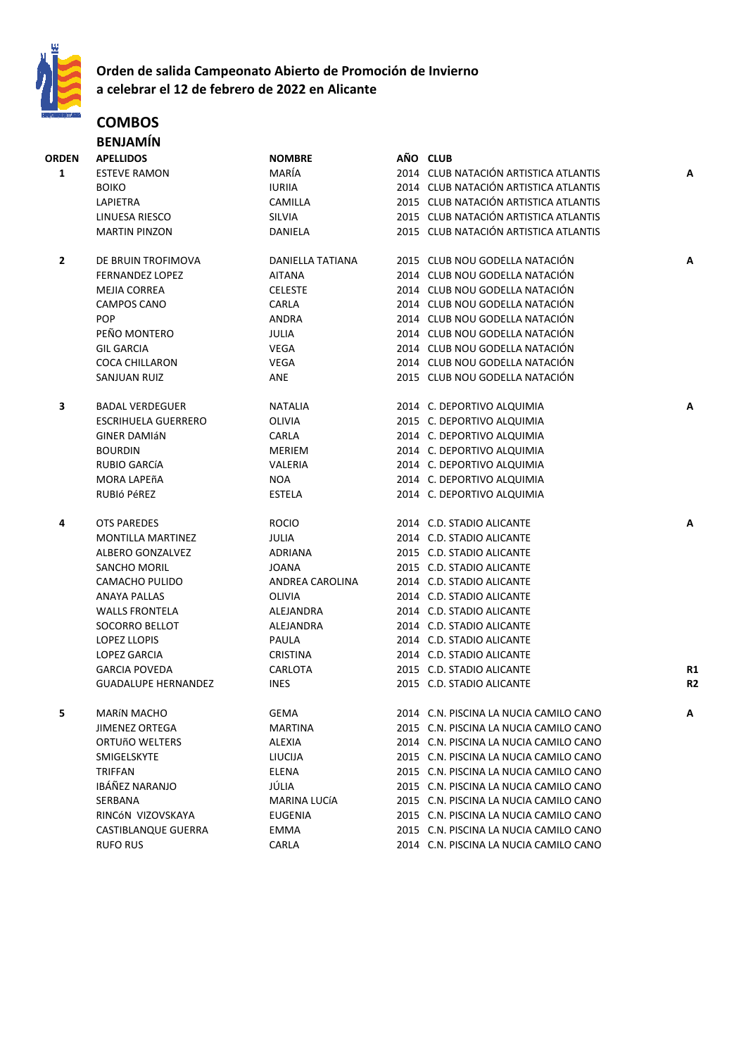**Orden de salida Campeonato Abierto de Promoción de Invierno**
**a celebrar el 12 de febrero de 2022 en Alicante**

## COMBOS

### BENJAMÍN

| ORDEN | APELLIDOS | NOMBRE | AÑO | CLUB | |
|---|---|---|---|---|---|
| 1 | ESTEVE RAMON | MARÍA | 2014 | CLUB NATACIÓN ARTISTICA ATLANTIS | A |
| | BOIKO | IURIIA | 2014 | CLUB NATACIÓN ARTISTICA ATLANTIS | |
| | LAPIETRA | CAMILLA | 2015 | CLUB NATACIÓN ARTISTICA ATLANTIS | |
| | LINUESA RIESCO | SILVIA | 2015 | CLUB NATACIÓN ARTISTICA ATLANTIS | |
| | MARTIN PINZON | DANIELA | 2015 | CLUB NATACIÓN ARTISTICA ATLANTIS | |
| 2 | DE BRUIN TROFIMOVA | DANIELLA TATIANA | 2015 | CLUB NOU GODELLA NATACIÓN | A |
| | FERNANDEZ LOPEZ | AITANA | 2014 | CLUB NOU GODELLA NATACIÓN | |
| | MEJIA CORREA | CELESTE | 2014 | CLUB NOU GODELLA NATACIÓN | |
| | CAMPOS CANO | CARLA | 2014 | CLUB NOU GODELLA NATACIÓN | |
| | POP | ANDRA | 2014 | CLUB NOU GODELLA NATACIÓN | |
| | PEÑO MONTERO | JULIA | 2014 | CLUB NOU GODELLA NATACIÓN | |
| | GIL GARCIA | VEGA | 2014 | CLUB NOU GODELLA NATACIÓN | |
| | COCA CHILLARON | VEGA | 2014 | CLUB NOU GODELLA NATACIÓN | |
| | SANJUAN RUIZ | ANE | 2015 | CLUB NOU GODELLA NATACIÓN | |
| 3 | BADAL VERDEGUER | NATALIA | 2014 | C. DEPORTIVO ALQUIMIA | A |
| | ESCRIHUELA GUERRERO | OLIVIA | 2015 | C. DEPORTIVO ALQUIMIA | |
| | GINER DAMIáN | CARLA | 2014 | C. DEPORTIVO ALQUIMIA | |
| | BOURDIN | MERIEM | 2014 | C. DEPORTIVO ALQUIMIA | |
| | RUBIO GARCíA | VALERIA | 2014 | C. DEPORTIVO ALQUIMIA | |
| | MORA LAPEñA | NOA | 2014 | C. DEPORTIVO ALQUIMIA | |
| | RUBIó PéREZ | ESTELA | 2014 | C. DEPORTIVO ALQUIMIA | |
| 4 | OTS PAREDES | ROCIO | 2014 | C.D. STADIO ALICANTE | A |
| | MONTILLA MARTINEZ | JULIA | 2014 | C.D. STADIO ALICANTE | |
| | ALBERO GONZALVEZ | ADRIANA | 2015 | C.D. STADIO ALICANTE | |
| | SANCHO MORIL | JOANA | 2015 | C.D. STADIO ALICANTE | |
| | CAMACHO PULIDO | ANDREA CAROLINA | 2014 | C.D. STADIO ALICANTE | |
| | ANAYA PALLAS | OLIVIA | 2014 | C.D. STADIO ALICANTE | |
| | WALLS FRONTELA | ALEJANDRA | 2014 | C.D. STADIO ALICANTE | |
| | SOCORRO BELLOT | ALEJANDRA | 2014 | C.D. STADIO ALICANTE | |
| | LOPEZ LLOPIS | PAULA | 2014 | C.D. STADIO ALICANTE | |
| | LOPEZ GARCIA | CRISTINA | 2014 | C.D. STADIO ALICANTE | |
| | GARCIA POVEDA | CARLOTA | 2015 | C.D. STADIO ALICANTE | R1 |
| | GUADALUPE HERNANDEZ | INES | 2015 | C.D. STADIO ALICANTE | R2 |
| 5 | MARíN MACHO | GEMA | 2014 | C.N. PISCINA LA NUCIA CAMILO CANO | A |
| | JIMENEZ ORTEGA | MARTINA | 2015 | C.N. PISCINA LA NUCIA CAMILO CANO | |
| | ORTUñO WELTERS | ALEXIA | 2014 | C.N. PISCINA LA NUCIA CAMILO CANO | |
| | SMIGELSKYTE | LIUCIJA | 2015 | C.N. PISCINA LA NUCIA CAMILO CANO | |
| | TRIFFAN | ELENA | 2015 | C.N. PISCINA LA NUCIA CAMILO CANO | |
| | IBÁÑEZ NARANJO | JÚLIA | 2015 | C.N. PISCINA LA NUCIA CAMILO CANO | |
| | SERBANA | MARINA LUCíA | 2015 | C.N. PISCINA LA NUCIA CAMILO CANO | |
| | RINCóN VIZOVSKAYA | EUGENIA | 2015 | C.N. PISCINA LA NUCIA CAMILO CANO | |
| | CASTIBLANQUE GUERRA | EMMA | 2015 | C.N. PISCINA LA NUCIA CAMILO CANO | |
| | RUFO RUS | CARLA | 2014 | C.N. PISCINA LA NUCIA CAMILO CANO | |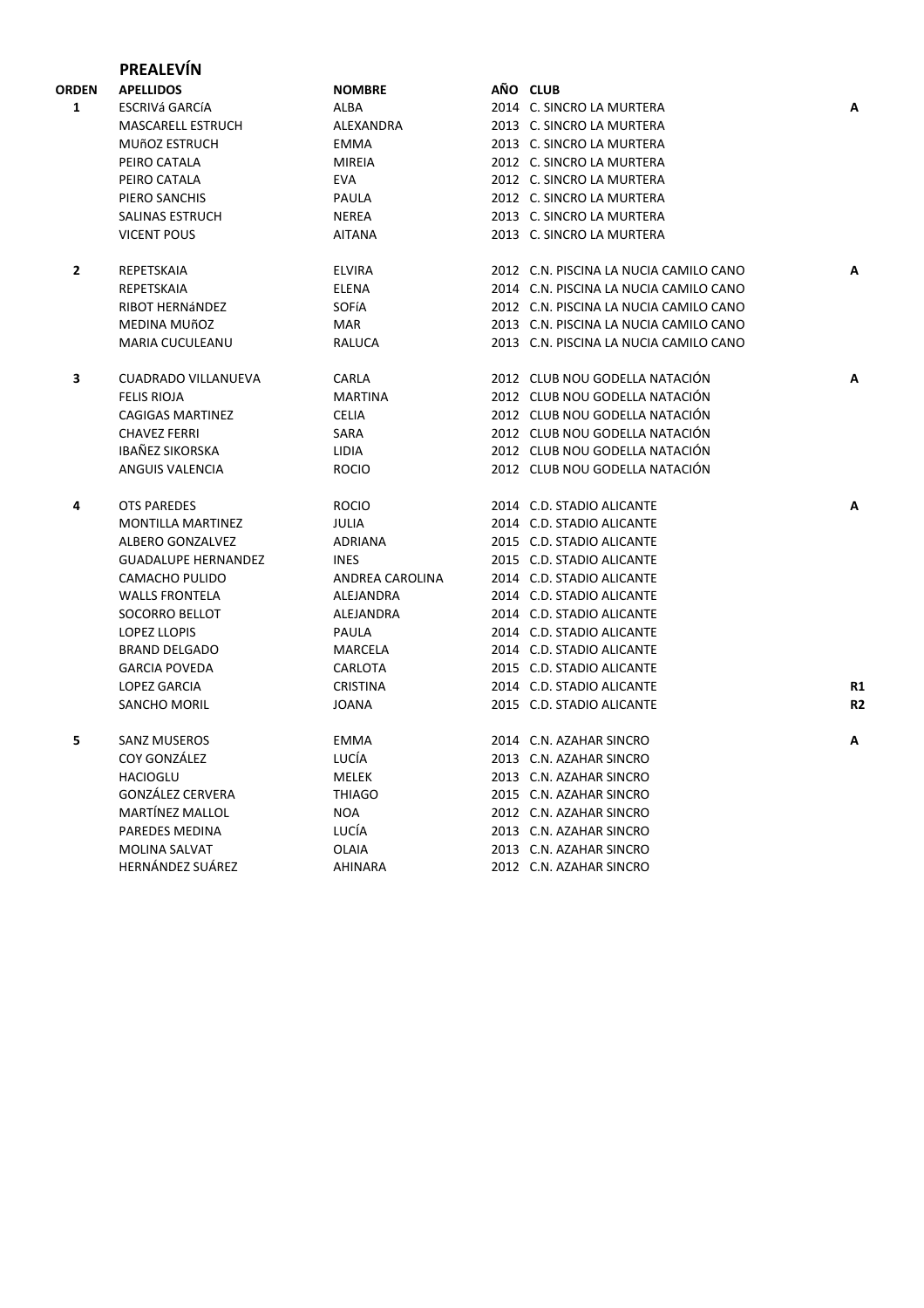## PREALEVÍN

| ORDEN | APELLIDOS | NOMBRE | AÑO | CLUB | |
|---|---|---|---|---|---|
| 1 | ESCRIVá GARCíA | ALBA | 2014 | C. SINCRO LA MURTERA | A |
| | MASCARELL ESTRUCH | ALEXANDRA | 2013 | C. SINCRO LA MURTERA | |
| | MUñOZ ESTRUCH | EMMA | 2013 | C. SINCRO LA MURTERA | |
| | PEIRO CATALA | MIREIA | 2012 | C. SINCRO LA MURTERA | |
| | PEIRO CATALA | EVA | 2012 | C. SINCRO LA MURTERA | |
| | PIERO SANCHIS | PAULA | 2012 | C. SINCRO LA MURTERA | |
| | SALINAS ESTRUCH | NEREA | 2013 | C. SINCRO LA MURTERA | |
| | VICENT POUS | AITANA | 2013 | C. SINCRO LA MURTERA | |
| 2 | REPETSKAIA | ELVIRA | 2012 | C.N. PISCINA LA NUCIA CAMILO CANO | A |
| | REPETSKAIA | ELENA | 2014 | C.N. PISCINA LA NUCIA CAMILO CANO | |
| | RIBOT HERNáNDEZ | SOFíA | 2012 | C.N. PISCINA LA NUCIA CAMILO CANO | |
| | MEDINA MUñOZ | MAR | 2013 | C.N. PISCINA LA NUCIA CAMILO CANO | |
| | MARIA CUCULEANU | RALUCA | 2013 | C.N. PISCINA LA NUCIA CAMILO CANO | |
| 3 | CUADRADO VILLANUEVA | CARLA | 2012 | CLUB NOU GODELLA NATACIÓN | A |
| | FELIS RIOJA | MARTINA | 2012 | CLUB NOU GODELLA NATACIÓN | |
| | CAGIGAS MARTINEZ | CELIA | 2012 | CLUB NOU GODELLA NATACIÓN | |
| | CHAVEZ FERRI | SARA | 2012 | CLUB NOU GODELLA NATACIÓN | |
| | IBAÑEZ SIKORSKA | LIDIA | 2012 | CLUB NOU GODELLA NATACIÓN | |
| | ANGUIS VALENCIA | ROCIO | 2012 | CLUB NOU GODELLA NATACIÓN | |
| 4 | OTS PAREDES | ROCIO | 2014 | C.D. STADIO ALICANTE | A |
| | MONTILLA MARTINEZ | JULIA | 2014 | C.D. STADIO ALICANTE | |
| | ALBERO GONZALVEZ | ADRIANA | 2015 | C.D. STADIO ALICANTE | |
| | GUADALUPE HERNANDEZ | INES | 2015 | C.D. STADIO ALICANTE | |
| | CAMACHO PULIDO | ANDREA CAROLINA | 2014 | C.D. STADIO ALICANTE | |
| | WALLS FRONTELA | ALEJANDRA | 2014 | C.D. STADIO ALICANTE | |
| | SOCORRO BELLOT | ALEJANDRA | 2014 | C.D. STADIO ALICANTE | |
| | LOPEZ LLOPIS | PAULA | 2014 | C.D. STADIO ALICANTE | |
| | BRAND DELGADO | MARCELA | 2014 | C.D. STADIO ALICANTE | |
| | GARCIA POVEDA | CARLOTA | 2015 | C.D. STADIO ALICANTE | |
| | LOPEZ GARCIA | CRISTINA | 2014 | C.D. STADIO ALICANTE | R1 |
| | SANCHO MORIL | JOANA | 2015 | C.D. STADIO ALICANTE | R2 |
| 5 | SANZ MUSEROS | EMMA | 2014 | C.N. AZAHAR SINCRO | A |
| | COY GONZÁLEZ | LUCÍA | 2013 | C.N. AZAHAR SINCRO | |
| | HACIOGLU | MELEK | 2013 | C.N. AZAHAR SINCRO | |
| | GONZÁLEZ CERVERA | THIAGO | 2015 | C.N. AZAHAR SINCRO | |
| | MARTÍNEZ MALLOL | NOA | 2012 | C.N. AZAHAR SINCRO | |
| | PAREDES MEDINA | LUCÍA | 2013 | C.N. AZAHAR SINCRO | |
| | MOLINA SALVAT | OLAIA | 2013 | C.N. AZAHAR SINCRO | |
| | HERNÁNDEZ SUÁREZ | AHINARA | 2012 | C.N. AZAHAR SINCRO | |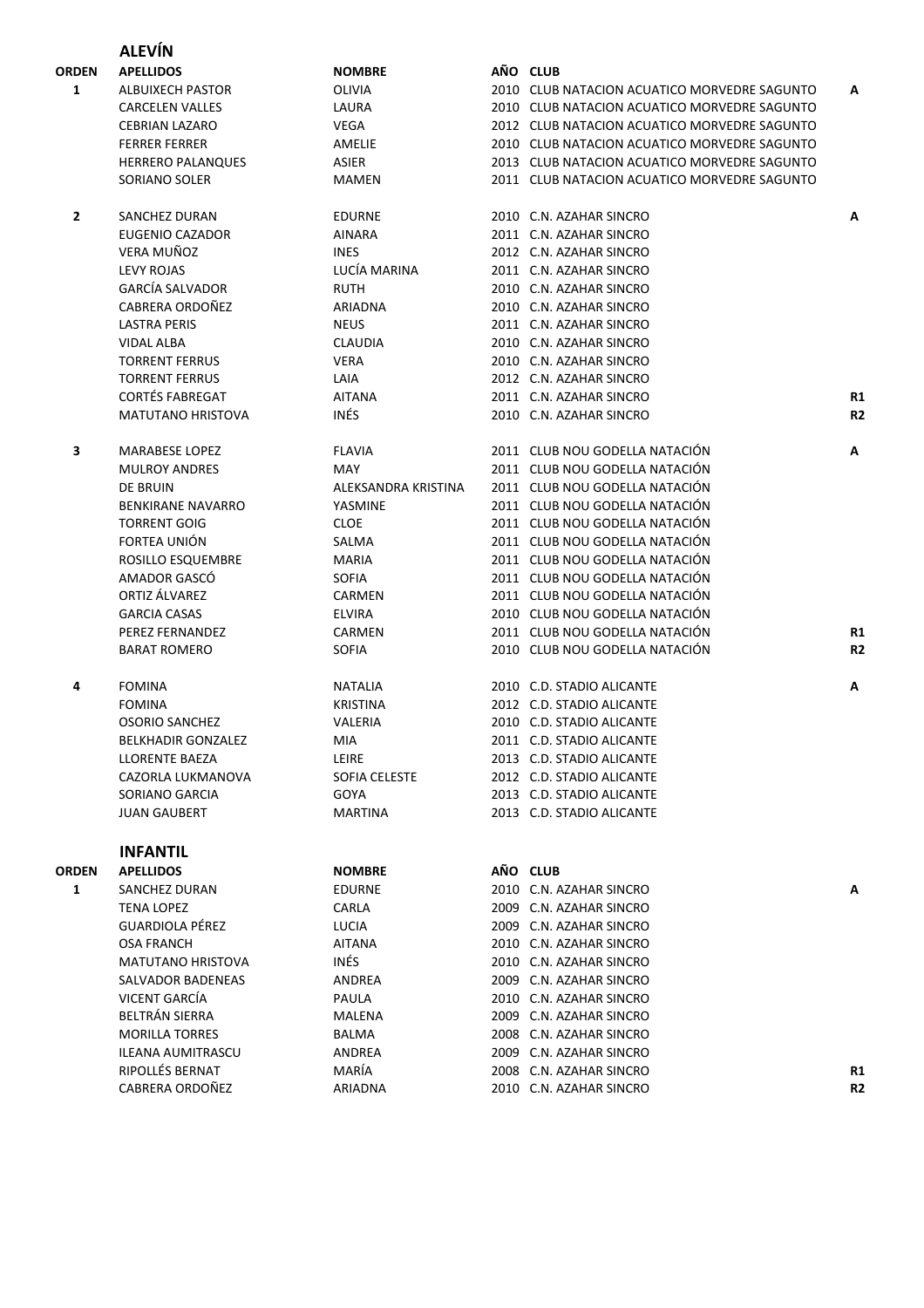## ALEVÍN

| ORDEN | APELLIDOS | NOMBRE | AÑO | CLUB | |
|---|---|---|---|---|---|
| 1 | ALBUIXECH PASTOR | OLIVIA | 2010 | CLUB NATACION ACUATICO MORVEDRE SAGUNTO | A |
| | CARCELEN VALLES | LAURA | 2010 | CLUB NATACION ACUATICO MORVEDRE SAGUNTO | |
| | CEBRIAN LAZARO | VEGA | 2012 | CLUB NATACION ACUATICO MORVEDRE SAGUNTO | |
| | FERRER FERRER | AMELIE | 2010 | CLUB NATACION ACUATICO MORVEDRE SAGUNTO | |
| | HERRERO PALANQUES | ASIER | 2013 | CLUB NATACION ACUATICO MORVEDRE SAGUNTO | |
| | SORIANO SOLER | MAMEN | 2011 | CLUB NATACION ACUATICO MORVEDRE SAGUNTO | |
| 2 | SANCHEZ DURAN | EDURNE | 2010 | C.N. AZAHAR SINCRO | A |
| | EUGENIO CAZADOR | AINARA | 2011 | C.N. AZAHAR SINCRO | |
| | VERA MUÑOZ | INES | 2012 | C.N. AZAHAR SINCRO | |
| | LEVY ROJAS | LUCÍA MARINA | 2011 | C.N. AZAHAR SINCRO | |
| | GARCÍA SALVADOR | RUTH | 2010 | C.N. AZAHAR SINCRO | |
| | CABRERA ORDOÑEZ | ARIADNA | 2010 | C.N. AZAHAR SINCRO | |
| | LASTRA PERIS | NEUS | 2011 | C.N. AZAHAR SINCRO | |
| | VIDAL ALBA | CLAUDIA | 2010 | C.N. AZAHAR SINCRO | |
| | TORRENT FERRUS | VERA | 2010 | C.N. AZAHAR SINCRO | |
| | TORRENT FERRUS | LAIA | 2012 | C.N. AZAHAR SINCRO | |
| | CORTÉS FABREGAT | AITANA | 2011 | C.N. AZAHAR SINCRO | R1 |
| | MATUTANO HRISTOVA | INÉS | 2010 | C.N. AZAHAR SINCRO | R2 |
| 3 | MARABESE LOPEZ | FLAVIA | 2011 | CLUB NOU GODELLA NATACIÓN | A |
| | MULROY ANDRES | MAY | 2011 | CLUB NOU GODELLA NATACIÓN | |
| | DE BRUIN | ALEKSANDRA KRISTINA | 2011 | CLUB NOU GODELLA NATACIÓN | |
| | BENKIRANE NAVARRO | YASMINE | 2011 | CLUB NOU GODELLA NATACIÓN | |
| | TORRENT GOIG | CLOE | 2011 | CLUB NOU GODELLA NATACIÓN | |
| | FORTEA UNIÓN | SALMA | 2011 | CLUB NOU GODELLA NATACIÓN | |
| | ROSILLO ESQUEMBRE | MARIA | 2011 | CLUB NOU GODELLA NATACIÓN | |
| | AMADOR GASCÓ | SOFIA | 2011 | CLUB NOU GODELLA NATACIÓN | |
| | ORTIZ ÁLVAREZ | CARMEN | 2011 | CLUB NOU GODELLA NATACIÓN | |
| | GARCIA CASAS | ELVIRA | 2010 | CLUB NOU GODELLA NATACIÓN | |
| | PEREZ FERNANDEZ | CARMEN | 2011 | CLUB NOU GODELLA NATACIÓN | R1 |
| | BARAT ROMERO | SOFIA | 2010 | CLUB NOU GODELLA NATACIÓN | R2 |
| 4 | FOMINA | NATALIA | 2010 | C.D. STADIO ALICANTE | A |
| | FOMINA | KRISTINA | 2012 | C.D. STADIO ALICANTE | |
| | OSORIO SANCHEZ | VALERIA | 2010 | C.D. STADIO ALICANTE | |
| | BELKHADIR GONZALEZ | MIA | 2011 | C.D. STADIO ALICANTE | |
| | LLORENTE BAEZA | LEIRE | 2013 | C.D. STADIO ALICANTE | |
| | CAZORLA LUKMANOVA | SOFIA CELESTE | 2012 | C.D. STADIO ALICANTE | |
| | SORIANO GARCIA | GOYA | 2013 | C.D. STADIO ALICANTE | |
| | JUAN GAUBERT | MARTINA | 2013 | C.D. STADIO ALICANTE | |

## INFANTIL

| ORDEN | APELLIDOS | NOMBRE | AÑO | CLUB | |
|---|---|---|---|---|---|
| 1 | SANCHEZ DURAN | EDURNE | 2010 | C.N. AZAHAR SINCRO | A |
| | TENA LOPEZ | CARLA | 2009 | C.N. AZAHAR SINCRO | |
| | GUARDIOLA PÉREZ | LUCIA | 2009 | C.N. AZAHAR SINCRO | |
| | OSA FRANCH | AITANA | 2010 | C.N. AZAHAR SINCRO | |
| | MATUTANO HRISTOVA | INÉS | 2010 | C.N. AZAHAR SINCRO | |
| | SALVADOR BADENEAS | ANDREA | 2009 | C.N. AZAHAR SINCRO | |
| | VICENT GARCÍA | PAULA | 2010 | C.N. AZAHAR SINCRO | |
| | BELTRÁN SIERRA | MALENA | 2009 | C.N. AZAHAR SINCRO | |
| | MORILLA TORRES | BALMA | 2008 | C.N. AZAHAR SINCRO | |
| | ILEANA AUMITRASCU | ANDREA | 2009 | C.N. AZAHAR SINCRO | |
| | RIPOLLÉS BERNAT | MARÍA | 2008 | C.N. AZAHAR SINCRO | R1 |
| | CABRERA ORDOÑEZ | ARIADNA | 2010 | C.N. AZAHAR SINCRO | R2 |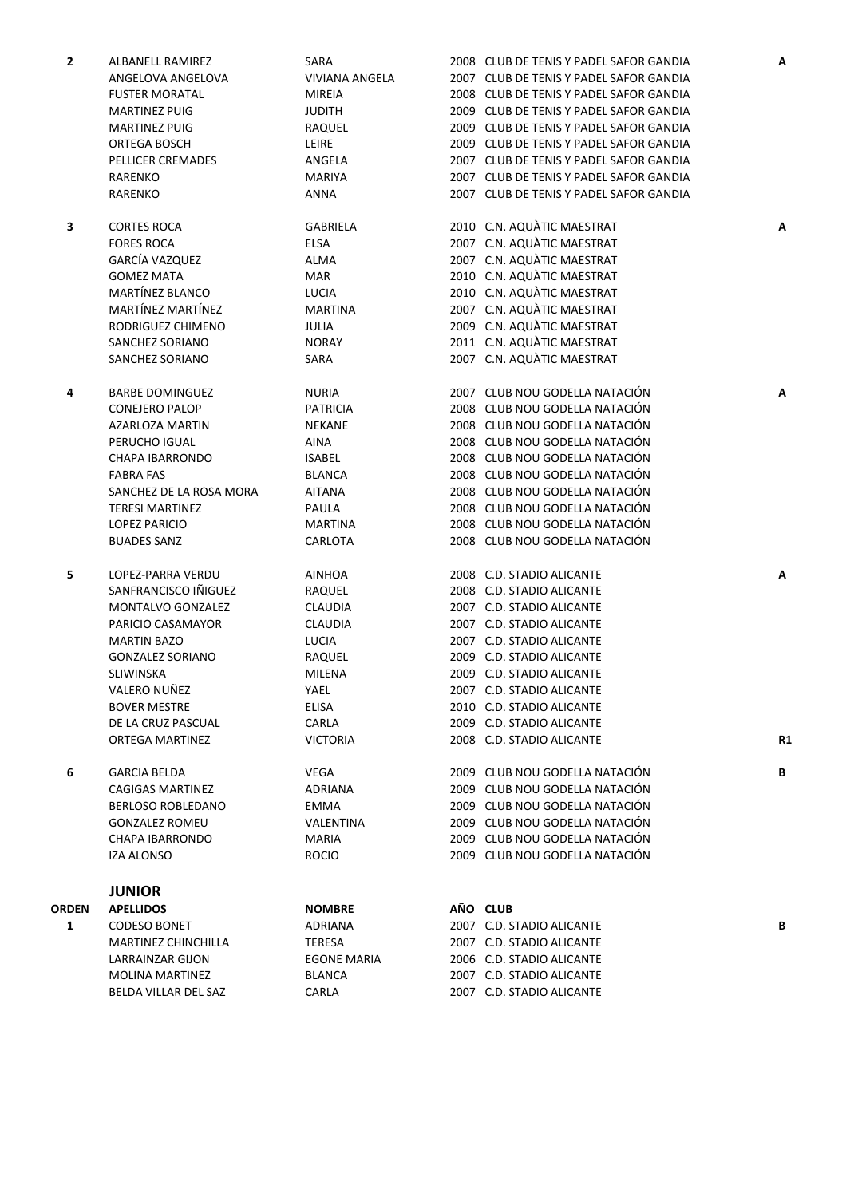| | | | | | |
|---|---|---|---|---|---|
| 2 | ALBANELL RAMIREZ | SARA | 2008 | CLUB DE TENIS Y PADEL SAFOR GANDIA | A |
| | ANGELOVA ANGELOVA | VIVIANA ANGELA | 2007 | CLUB DE TENIS Y PADEL SAFOR GANDIA | |
| | FUSTER MORATAL | MIREIA | 2008 | CLUB DE TENIS Y PADEL SAFOR GANDIA | |
| | MARTINEZ PUIG | JUDITH | 2009 | CLUB DE TENIS Y PADEL SAFOR GANDIA | |
| | MARTINEZ PUIG | RAQUEL | 2009 | CLUB DE TENIS Y PADEL SAFOR GANDIA | |
| | ORTEGA BOSCH | LEIRE | 2009 | CLUB DE TENIS Y PADEL SAFOR GANDIA | |
| | PELLICER CREMADES | ANGELA | 2007 | CLUB DE TENIS Y PADEL SAFOR GANDIA | |
| | RARENKO | MARIYA | 2007 | CLUB DE TENIS Y PADEL SAFOR GANDIA | |
| | RARENKO | ANNA | 2007 | CLUB DE TENIS Y PADEL SAFOR GANDIA | |
| 3 | CORTES ROCA | GABRIELA | 2010 | C.N. AQUÀTIC MAESTRAT | A |
| | FORES ROCA | ELSA | 2007 | C.N. AQUÀTIC MAESTRAT | |
| | GARCÍA VAZQUEZ | ALMA | 2007 | C.N. AQUÀTIC MAESTRAT | |
| | GOMEZ MATA | MAR | 2010 | C.N. AQUÀTIC MAESTRAT | |
| | MARTÍNEZ BLANCO | LUCIA | 2010 | C.N. AQUÀTIC MAESTRAT | |
| | MARTÍNEZ MARTÍNEZ | MARTINA | 2007 | C.N. AQUÀTIC MAESTRAT | |
| | RODRIGUEZ CHIMENO | JULIA | 2009 | C.N. AQUÀTIC MAESTRAT | |
| | SANCHEZ SORIANO | NORAY | 2011 | C.N. AQUÀTIC MAESTRAT | |
| | SANCHEZ SORIANO | SARA | 2007 | C.N. AQUÀTIC MAESTRAT | |
| 4 | BARBE DOMINGUEZ | NURIA | 2007 | CLUB NOU GODELLA NATACIÓN | A |
| | CONEJERO PALOP | PATRICIA | 2008 | CLUB NOU GODELLA NATACIÓN | |
| | AZARLOZA MARTIN | NEKANE | 2008 | CLUB NOU GODELLA NATACIÓN | |
| | PERUCHO IGUAL | AINA | 2008 | CLUB NOU GODELLA NATACIÓN | |
| | CHAPA IBARRONDO | ISABEL | 2008 | CLUB NOU GODELLA NATACIÓN | |
| | FABRA FAS | BLANCA | 2008 | CLUB NOU GODELLA NATACIÓN | |
| | SANCHEZ DE LA ROSA MORA | AITANA | 2008 | CLUB NOU GODELLA NATACIÓN | |
| | TERESI MARTINEZ | PAULA | 2008 | CLUB NOU GODELLA NATACIÓN | |
| | LOPEZ PARICIO | MARTINA | 2008 | CLUB NOU GODELLA NATACIÓN | |
| | BUADES SANZ | CARLOTA | 2008 | CLUB NOU GODELLA NATACIÓN | |
| 5 | LOPEZ-PARRA VERDU | AINHOA | 2008 | C.D. STADIO ALICANTE | A |
| | SANFRANCISCO IÑIGUEZ | RAQUEL | 2008 | C.D. STADIO ALICANTE | |
| | MONTALVO GONZALEZ | CLAUDIA | 2007 | C.D. STADIO ALICANTE | |
| | PARICIO CASAMAYOR | CLAUDIA | 2007 | C.D. STADIO ALICANTE | |
| | MARTIN BAZO | LUCIA | 2007 | C.D. STADIO ALICANTE | |
| | GONZALEZ SORIANO | RAQUEL | 2009 | C.D. STADIO ALICANTE | |
| | SLIWINSKA | MILENA | 2009 | C.D. STADIO ALICANTE | |
| | VALERO NUÑEZ | YAEL | 2007 | C.D. STADIO ALICANTE | |
| | BOVER MESTRE | ELISA | 2010 | C.D. STADIO ALICANTE | |
| | DE LA CRUZ PASCUAL | CARLA | 2009 | C.D. STADIO ALICANTE | |
| | ORTEGA MARTINEZ | VICTORIA | 2008 | C.D. STADIO ALICANTE | R1 |
| 6 | GARCIA BELDA | VEGA | 2009 | CLUB NOU GODELLA NATACIÓN | B |
| | CAGIGAS MARTINEZ | ADRIANA | 2009 | CLUB NOU GODELLA NATACIÓN | |
| | BERLOSO ROBLEDANO | EMMA | 2009 | CLUB NOU GODELLA NATACIÓN | |
| | GONZALEZ ROMEU | VALENTINA | 2009 | CLUB NOU GODELLA NATACIÓN | |
| | CHAPA IBARRONDO | MARIA | 2009 | CLUB NOU GODELLA NATACIÓN | |
| | IZA ALONSO | ROCIO | 2009 | CLUB NOU GODELLA NATACIÓN | |

## JUNIOR

| ORDEN | APELLIDOS | NOMBRE | AÑO | CLUB | |
|---|---|---|---|---|---|
| 1 | CODESO BONET | ADRIANA | 2007 | C.D. STADIO ALICANTE | B |
| | MARTINEZ CHINCHILLA | TERESA | 2007 | C.D. STADIO ALICANTE | |
| | LARRAINZAR GIJON | EGONE MARIA | 2006 | C.D. STADIO ALICANTE | |
| | MOLINA MARTINEZ | BLANCA | 2007 | C.D. STADIO ALICANTE | |
| | BELDA VILLAR DEL SAZ | CARLA | 2007 | C.D. STADIO ALICANTE | |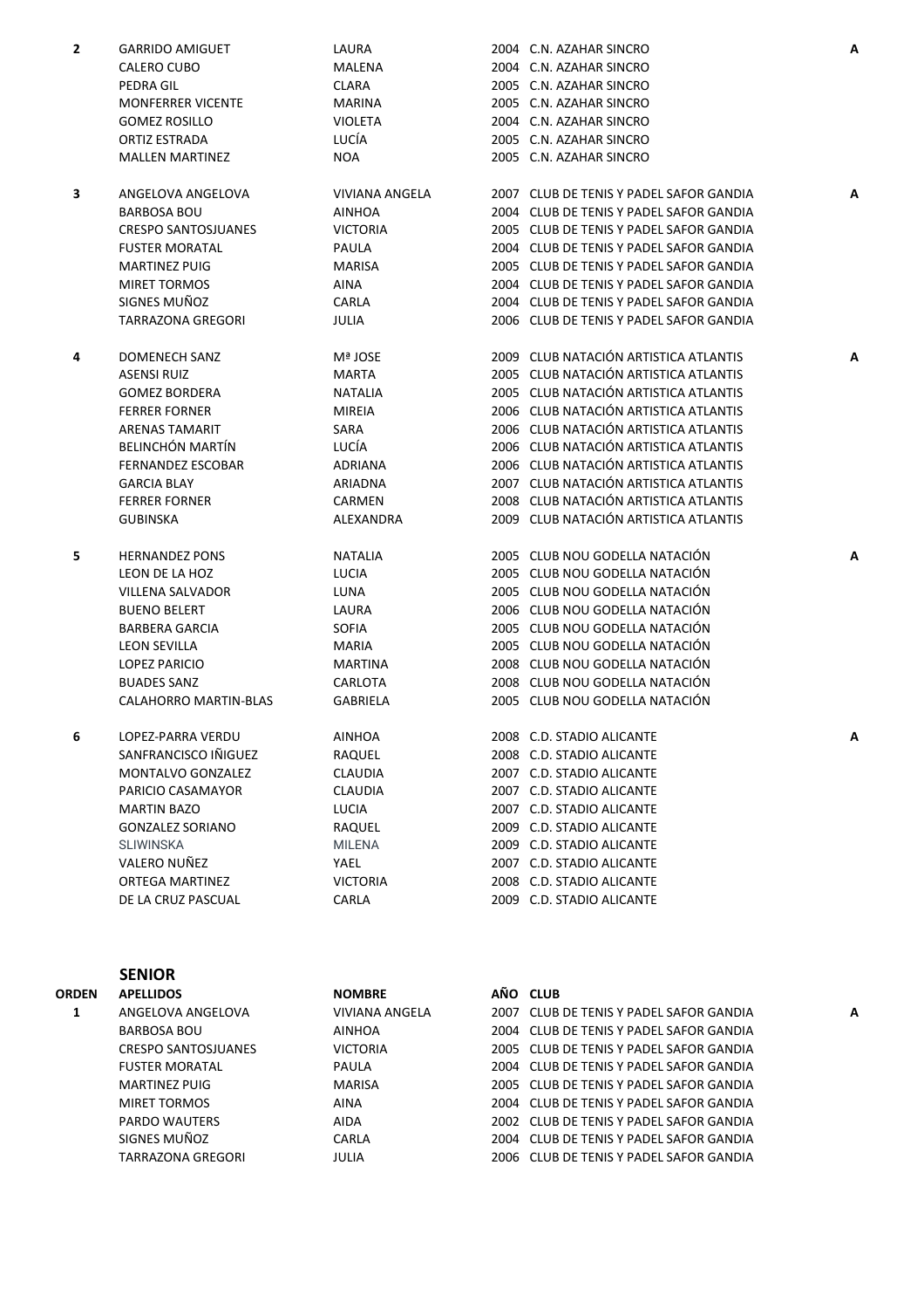| | | | | | |
|---|---|---|---|---|---|
| **2** | GARRIDO AMIGUET | LAURA | 2004 | C.N. AZAHAR SINCRO | **A** |
| | CALERO CUBO | MALENA | 2004 | C.N. AZAHAR SINCRO | |
| | PEDRA GIL | CLARA | 2005 | C.N. AZAHAR SINCRO | |
| | MONFERRER VICENTE | MARINA | 2005 | C.N. AZAHAR SINCRO | |
| | GOMEZ ROSILLO | VIOLETA | 2004 | C.N. AZAHAR SINCRO | |
| | ORTIZ ESTRADA | LUCÍA | 2005 | C.N. AZAHAR SINCRO | |
| | MALLEN MARTINEZ | NOA | 2005 | C.N. AZAHAR SINCRO | |
| **3** | ANGELOVA ANGELOVA | VIVIANA ANGELA | 2007 | CLUB DE TENIS Y PADEL SAFOR GANDIA | **A** |
| | BARBOSA BOU | AINHOA | 2004 | CLUB DE TENIS Y PADEL SAFOR GANDIA | |
| | CRESPO SANTOSJUANES | VICTORIA | 2005 | CLUB DE TENIS Y PADEL SAFOR GANDIA | |
| | FUSTER MORATAL | PAULA | 2004 | CLUB DE TENIS Y PADEL SAFOR GANDIA | |
| | MARTINEZ PUIG | MARISA | 2005 | CLUB DE TENIS Y PADEL SAFOR GANDIA | |
| | MIRET TORMOS | AINA | 2004 | CLUB DE TENIS Y PADEL SAFOR GANDIA | |
| | SIGNES MUÑOZ | CARLA | 2004 | CLUB DE TENIS Y PADEL SAFOR GANDIA | |
| | TARRAZONA GREGORI | JULIA | 2006 | CLUB DE TENIS Y PADEL SAFOR GANDIA | |
| **4** | DOMENECH SANZ | Mª JOSE | 2009 | CLUB NATACIÓN ARTISTICA ATLANTIS | **A** |
| | ASENSI RUIZ | MARTA | 2005 | CLUB NATACIÓN ARTISTICA ATLANTIS | |
| | GOMEZ BORDERA | NATALIA | 2005 | CLUB NATACIÓN ARTISTICA ATLANTIS | |
| | FERRER FORNER | MIREIA | 2006 | CLUB NATACIÓN ARTISTICA ATLANTIS | |
| | ARENAS TAMARIT | SARA | 2006 | CLUB NATACIÓN ARTISTICA ATLANTIS | |
| | BELINCHÓN MARTÍN | LUCÍA | 2006 | CLUB NATACIÓN ARTISTICA ATLANTIS | |
| | FERNANDEZ ESCOBAR | ADRIANA | 2006 | CLUB NATACIÓN ARTISTICA ATLANTIS | |
| | GARCIA BLAY | ARIADNA | 2007 | CLUB NATACIÓN ARTISTICA ATLANTIS | |
| | FERRER FORNER | CARMEN | 2008 | CLUB NATACIÓN ARTISTICA ATLANTIS | |
| | GUBINSKA | ALEXANDRA | 2009 | CLUB NATACIÓN ARTISTICA ATLANTIS | |
| **5** | HERNANDEZ PONS | NATALIA | 2005 | CLUB NOU GODELLA NATACIÓN | **A** |
| | LEON DE LA HOZ | LUCIA | 2005 | CLUB NOU GODELLA NATACIÓN | |
| | VILLENA SALVADOR | LUNA | 2005 | CLUB NOU GODELLA NATACIÓN | |
| | BUENO BELERT | LAURA | 2006 | CLUB NOU GODELLA NATACIÓN | |
| | BARBERA GARCIA | SOFIA | 2005 | CLUB NOU GODELLA NATACIÓN | |
| | LEON SEVILLA | MARIA | 2005 | CLUB NOU GODELLA NATACIÓN | |
| | LOPEZ PARICIO | MARTINA | 2008 | CLUB NOU GODELLA NATACIÓN | |
| | BUADES SANZ | CARLOTA | 2008 | CLUB NOU GODELLA NATACIÓN | |
| | CALAHORRO MARTIN-BLAS | GABRIELA | 2005 | CLUB NOU GODELLA NATACIÓN | |
| **6** | LOPEZ-PARRA VERDU | AINHOA | 2008 | C.D. STADIO ALICANTE | **A** |
| | SANFRANCISCO IÑIGUEZ | RAQUEL | 2008 | C.D. STADIO ALICANTE | |
| | MONTALVO GONZALEZ | CLAUDIA | 2007 | C.D. STADIO ALICANTE | |
| | PARICIO CASAMAYOR | CLAUDIA | 2007 | C.D. STADIO ALICANTE | |
| | MARTIN BAZO | LUCIA | 2007 | C.D. STADIO ALICANTE | |
| | GONZALEZ SORIANO | RAQUEL | 2009 | C.D. STADIO ALICANTE | |
| | SLIWINSKA | MILENA | 2009 | C.D. STADIO ALICANTE | |
| | VALERO NUÑEZ | YAEL | 2007 | C.D. STADIO ALICANTE | |
| | ORTEGA MARTINEZ | VICTORIA | 2008 | C.D. STADIO ALICANTE | |
| | DE LA CRUZ PASCUAL | CARLA | 2009 | C.D. STADIO ALICANTE | |

## SENIOR

| ORDEN | APELLIDOS | NOMBRE | AÑO | CLUB | |
|---|---|---|---|---|---|
| **1** | ANGELOVA ANGELOVA | VIVIANA ANGELA | 2007 | CLUB DE TENIS Y PADEL SAFOR GANDIA | **A** |
| | BARBOSA BOU | AINHOA | 2004 | CLUB DE TENIS Y PADEL SAFOR GANDIA | |
| | CRESPO SANTOSJUANES | VICTORIA | 2005 | CLUB DE TENIS Y PADEL SAFOR GANDIA | |
| | FUSTER MORATAL | PAULA | 2004 | CLUB DE TENIS Y PADEL SAFOR GANDIA | |
| | MARTINEZ PUIG | MARISA | 2005 | CLUB DE TENIS Y PADEL SAFOR GANDIA | |
| | MIRET TORMOS | AINA | 2004 | CLUB DE TENIS Y PADEL SAFOR GANDIA | |
| | PARDO WAUTERS | AIDA | 2002 | CLUB DE TENIS Y PADEL SAFOR GANDIA | |
| | SIGNES MUÑOZ | CARLA | 2004 | CLUB DE TENIS Y PADEL SAFOR GANDIA | |
| | TARRAZONA GREGORI | JULIA | 2006 | CLUB DE TENIS Y PADEL SAFOR GANDIA | |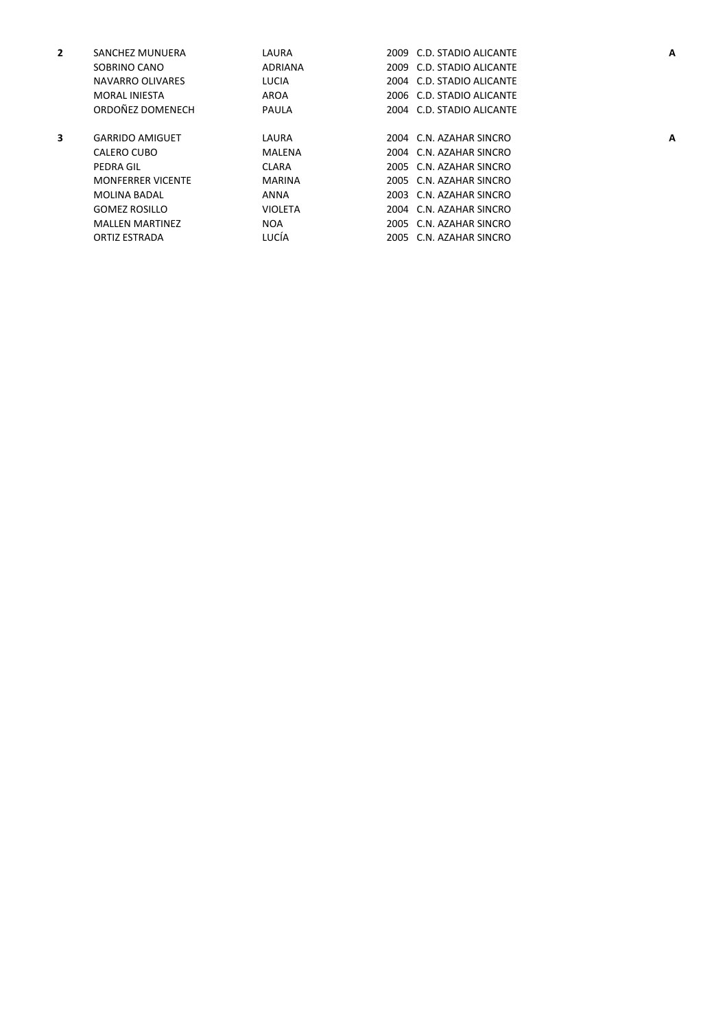| | | | | | |
|---|---|---|---|---|---|
| **2** | SANCHEZ MUNUERA | LAURA | 2009 | C.D. STADIO ALICANTE | **A** |
| | SOBRINO CANO | ADRIANA | 2009 | C.D. STADIO ALICANTE | |
| | NAVARRO OLIVARES | LUCIA | 2004 | C.D. STADIO ALICANTE | |
| | MORAL INIESTA | AROA | 2006 | C.D. STADIO ALICANTE | |
| | ORDOÑEZ DOMENECH | PAULA | 2004 | C.D. STADIO ALICANTE | |
| **3** | GARRIDO AMIGUET | LAURA | 2004 | C.N. AZAHAR SINCRO | **A** |
| | CALERO CUBO | MALENA | 2004 | C.N. AZAHAR SINCRO | |
| | PEDRA GIL | CLARA | 2005 | C.N. AZAHAR SINCRO | |
| | MONFERRER VICENTE | MARINA | 2005 | C.N. AZAHAR SINCRO | |
| | MOLINA BADAL | ANNA | 2003 | C.N. AZAHAR SINCRO | |
| | GOMEZ ROSILLO | VIOLETA | 2004 | C.N. AZAHAR SINCRO | |
| | MALLEN MARTINEZ | NOA | 2005 | C.N. AZAHAR SINCRO | |
| | ORTIZ ESTRADA | LUCÍA | 2005 | C.N. AZAHAR SINCRO | |